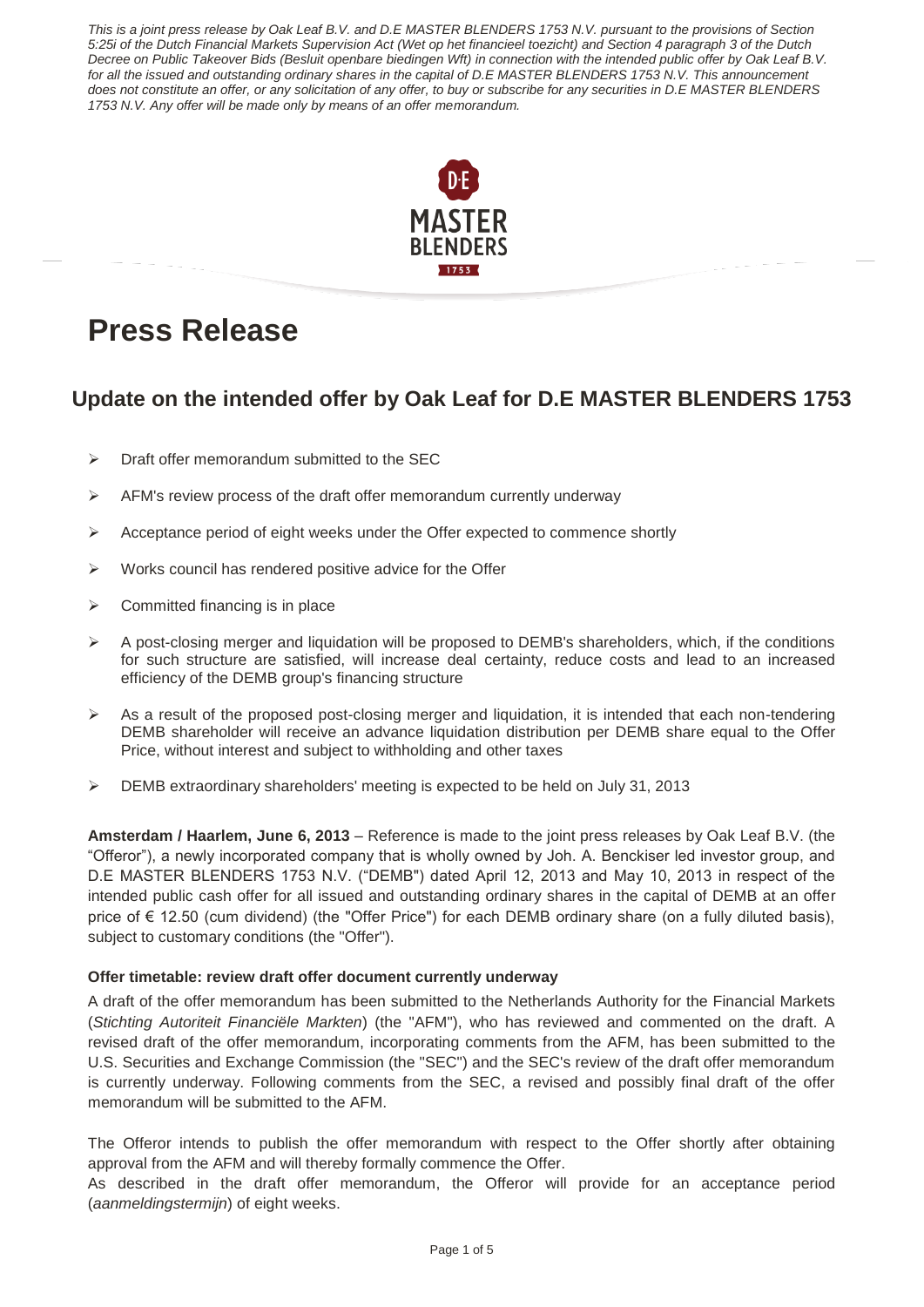*This is a joint press release by Oak Leaf B.V. and D.E MASTER BLENDERS 1753 N.V. pursuant to the provisions of Section 5:25i of the Dutch Financial Markets Supervision Act (Wet op het financieel toezicht) and Section 4 paragraph 3 of the Dutch Decree on Public Takeover Bids (Besluit openbare biedingen Wft) in connection with the intended public offer by Oak Leaf B.V. for all the issued and outstanding ordinary shares in the capital of D.E MASTER BLENDERS 1753 N.V. This announcement does not constitute an offer, or any solicitation of any offer, to buy or subscribe for any securities in D.E MASTER BLENDERS 1753 N.V. Any offer will be made only by means of an offer memorandum.*

# Press Release

## Update on the intended offer by Oak Leaf for D.E MASTER BLENDERS 1753

- Draft offer memorandum submitted to the SEC
- AFM's review process of the draft offer memorandum currently underway
- Acceptance period of eight weeks under the Offer expected to commence shortly
- Works council has rendered positive advice for the Offer
- Committed financing is in place
- A post-closing merger and liquidation will be proposed to DEMB's shareholders, which, if the conditions for such structure are satisfied, will increase deal certainty, reduce costs and lead to an increased efficiency of the DEMB group's financing structure
- As a result of the proposed post-closing merger and liquidation, it is intended that each non-tendering DEMB shareholder will receive an advance liquidation distribution per DEMB share equal to the Offer Price, without interest and subject to withholding and other taxes
- DEMB extraordinary shareholders' meeting is expected to be held on July 31, 2013

**Amsterdam / Haarlem, June 6, 2013** – Reference is made to the joint press releases by Oak Leaf B.V. (the "Offeror"), a newly incorporated company that is wholly owned by Joh. A. Benckiser led investor group, and D.E MASTER BLENDERS 1753 N.V. ("DEMB") dated April 12, 2013 and May 10, 2013 in respect of the intended public cash offer for all issued and outstanding ordinary shares in the capital of DEMB at an offer price of € 12.50 (cum dividend) (the "Offer Price") for each DEMB ordinary share (on a fully diluted basis), subject to customary conditions (the "Offer").

**Offer timetable: review draft offer document currently underway**

A draft of the offer memorandum has been submitted to the Netherlands Authority for the Financial Markets (*Stichting Autoriteit Financiële Markten*) (the "AFM"), who has reviewed and commented on the draft. A revised draft of the offer memorandum, incorporating comments from the AFM, has been submitted to the U.S. Securities and Exchange Commission (the "SEC") and the SEC's review of the draft offer memorandum is currently underway. Following comments from the SEC, a revised and possibly final draft of the offer memorandum will be submitted to the AFM.

The Offeror intends to publish the offer memorandum with respect to the Offer shortly after obtaining approval from the AFM and will thereby formally commence the Offer.
As described in the draft offer memorandum, the Offeror will provide for an acceptance period (*aanmeldingstermijn*) of eight weeks.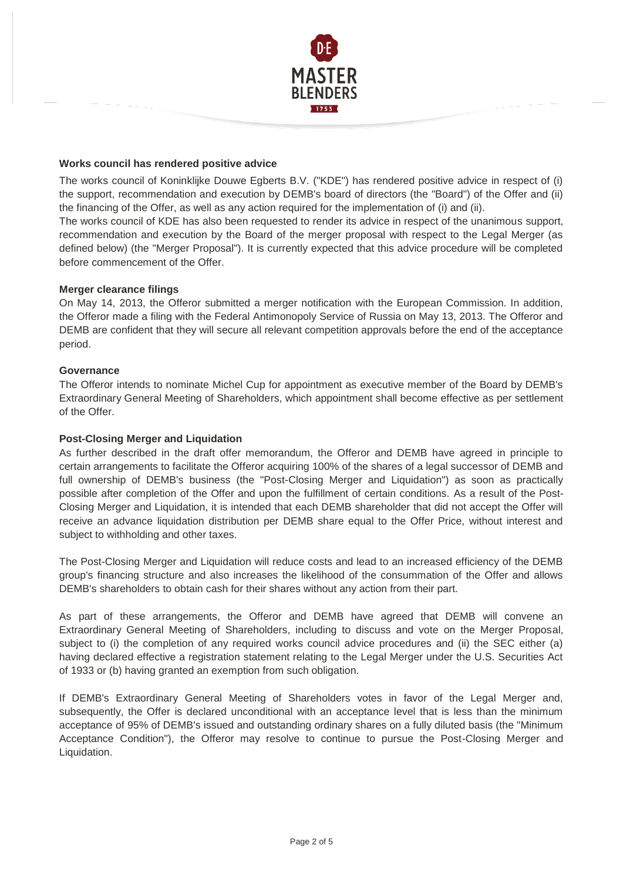**Works council has rendered positive advice**

The works council of Koninklijke Douwe Egberts B.V. ("KDE") has rendered positive advice in respect of (i) the support, recommendation and execution by DEMB's board of directors (the "Board") of the Offer and (ii) the financing of the Offer, as well as any action required for the implementation of (i) and (ii).

The works council of KDE has also been requested to render its advice in respect of the unanimous support, recommendation and execution by the Board of the merger proposal with respect to the Legal Merger (as defined below) (the "Merger Proposal"). It is currently expected that this advice procedure will be completed before commencement of the Offer.

**Merger clearance filings**

On May 14, 2013, the Offeror submitted a merger notification with the European Commission. In addition, the Offeror made a filing with the Federal Antimonopoly Service of Russia on May 13, 2013. The Offeror and DEMB are confident that they will secure all relevant competition approvals before the end of the acceptance period.

**Governance**

The Offeror intends to nominate Michel Cup for appointment as executive member of the Board by DEMB's Extraordinary General Meeting of Shareholders, which appointment shall become effective as per settlement of the Offer.

**Post-Closing Merger and Liquidation**

As further described in the draft offer memorandum, the Offeror and DEMB have agreed in principle to certain arrangements to facilitate the Offeror acquiring 100% of the shares of a legal successor of DEMB and full ownership of DEMB's business (the "Post-Closing Merger and Liquidation") as soon as practically possible after completion of the Offer and upon the fulfillment of certain conditions. As a result of the Post-Closing Merger and Liquidation, it is intended that each DEMB shareholder that did not accept the Offer will receive an advance liquidation distribution per DEMB share equal to the Offer Price, without interest and subject to withholding and other taxes.

The Post-Closing Merger and Liquidation will reduce costs and lead to an increased efficiency of the DEMB group's financing structure and also increases the likelihood of the consummation of the Offer and allows DEMB's shareholders to obtain cash for their shares without any action from their part.

As part of these arrangements, the Offeror and DEMB have agreed that DEMB will convene an Extraordinary General Meeting of Shareholders, including to discuss and vote on the Merger Proposal, subject to (i) the completion of any required works council advice procedures and (ii) the SEC either (a) having declared effective a registration statement relating to the Legal Merger under the U.S. Securities Act of 1933 or (b) having granted an exemption from such obligation.

If DEMB's Extraordinary General Meeting of Shareholders votes in favor of the Legal Merger and, subsequently, the Offer is declared unconditional with an acceptance level that is less than the minimum acceptance of 95% of DEMB's issued and outstanding ordinary shares on a fully diluted basis (the "Minimum Acceptance Condition"), the Offeror may resolve to continue to pursue the Post-Closing Merger and Liquidation.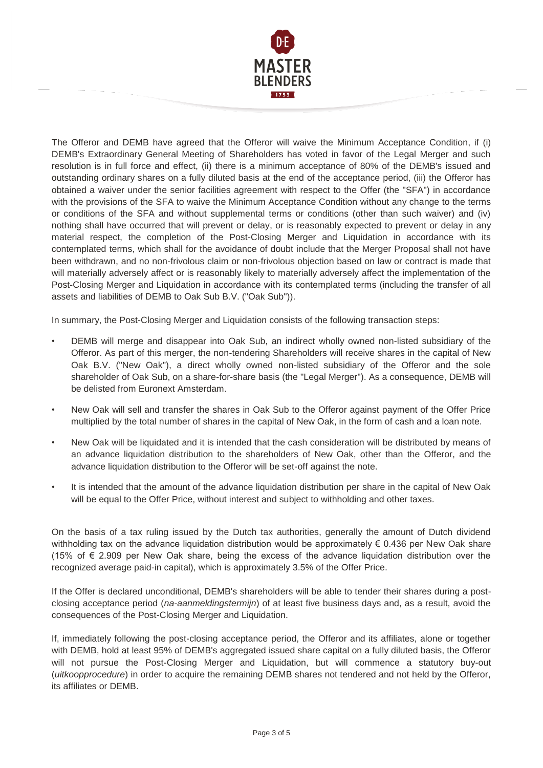The Offeror and DEMB have agreed that the Offeror will waive the Minimum Acceptance Condition, if (i) DEMB's Extraordinary General Meeting of Shareholders has voted in favor of the Legal Merger and such resolution is in full force and effect, (ii) there is a minimum acceptance of 80% of the DEMB's issued and outstanding ordinary shares on a fully diluted basis at the end of the acceptance period, (iii) the Offeror has obtained a waiver under the senior facilities agreement with respect to the Offer (the "SFA") in accordance with the provisions of the SFA to waive the Minimum Acceptance Condition without any change to the terms or conditions of the SFA and without supplemental terms or conditions (other than such waiver) and (iv) nothing shall have occurred that will prevent or delay, or is reasonably expected to prevent or delay in any material respect, the completion of the Post-Closing Merger and Liquidation in accordance with its contemplated terms, which shall for the avoidance of doubt include that the Merger Proposal shall not have been withdrawn, and no non-frivolous claim or non-frivolous objection based on law or contract is made that will materially adversely affect or is reasonably likely to materially adversely affect the implementation of the Post-Closing Merger and Liquidation in accordance with its contemplated terms (including the transfer of all assets and liabilities of DEMB to Oak Sub B.V. ("Oak Sub")).

In summary, the Post-Closing Merger and Liquidation consists of the following transaction steps:

- DEMB will merge and disappear into Oak Sub, an indirect wholly owned non-listed subsidiary of the Offeror. As part of this merger, the non-tendering Shareholders will receive shares in the capital of New Oak B.V. ("New Oak"), a direct wholly owned non-listed subsidiary of the Offeror and the sole shareholder of Oak Sub, on a share-for-share basis (the "Legal Merger"). As a consequence, DEMB will be delisted from Euronext Amsterdam.
- New Oak will sell and transfer the shares in Oak Sub to the Offeror against payment of the Offer Price multiplied by the total number of shares in the capital of New Oak, in the form of cash and a loan note.
- New Oak will be liquidated and it is intended that the cash consideration will be distributed by means of an advance liquidation distribution to the shareholders of New Oak, other than the Offeror, and the advance liquidation distribution to the Offeror will be set-off against the note.
- It is intended that the amount of the advance liquidation distribution per share in the capital of New Oak will be equal to the Offer Price, without interest and subject to withholding and other taxes.

On the basis of a tax ruling issued by the Dutch tax authorities, generally the amount of Dutch dividend withholding tax on the advance liquidation distribution would be approximately € 0.436 per New Oak share (15% of € 2.909 per New Oak share, being the excess of the advance liquidation distribution over the recognized average paid-in capital), which is approximately 3.5% of the Offer Price.

If the Offer is declared unconditional, DEMB's shareholders will be able to tender their shares during a post-closing acceptance period (*na-aanmeldingstermijn*) of at least five business days and, as a result, avoid the consequences of the Post-Closing Merger and Liquidation.

If, immediately following the post-closing acceptance period, the Offeror and its affiliates, alone or together with DEMB, hold at least 95% of DEMB's aggregated issued share capital on a fully diluted basis, the Offeror will not pursue the Post-Closing Merger and Liquidation, but will commence a statutory buy-out (*uitkoopprocedure*) in order to acquire the remaining DEMB shares not tendered and not held by the Offeror, its affiliates or DEMB.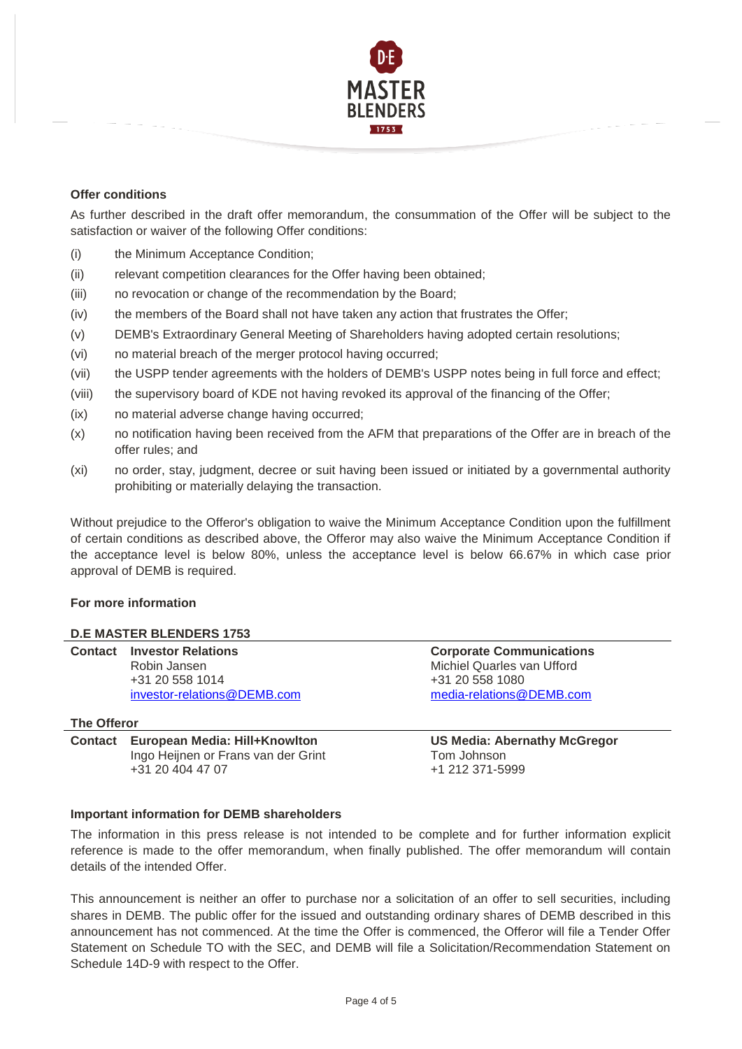### Offer conditions

As further described in the draft offer memorandum, the consummation of the Offer will be subject to the satisfaction or waiver of the following Offer conditions:

(i) the Minimum Acceptance Condition;

(ii) relevant competition clearances for the Offer having been obtained;

(iii) no revocation or change of the recommendation by the Board;

(iv) the members of the Board shall not have taken any action that frustrates the Offer;

(v) DEMB's Extraordinary General Meeting of Shareholders having adopted certain resolutions;

(vi) no material breach of the merger protocol having occurred;

(vii) the USPP tender agreements with the holders of DEMB's USPP notes being in full force and effect;

(viii) the supervisory board of KDE not having revoked its approval of the financing of the Offer;

(ix) no material adverse change having occurred;

(x) no notification having been received from the AFM that preparations of the Offer are in breach of the offer rules; and

(xi) no order, stay, judgment, decree or suit having been issued or initiated by a governmental authority prohibiting or materially delaying the transaction.

Without prejudice to the Offeror's obligation to waive the Minimum Acceptance Condition upon the fulfillment of certain conditions as described above, the Offeror may also waive the Minimum Acceptance Condition if the acceptance level is below 80%, unless the acceptance level is below 66.67% in which case prior approval of DEMB is required.

### For more information

**D.E MASTER BLENDERS 1753**

| Contact | **Investor Relations** | **Corporate Communications** |
|---|---|---|
| | Robin Jansen | Michiel Quarles van Ufford |
| | +31 20 558 1014 | +31 20 558 1080 |
| | investor-relations@DEMB.com | media-relations@DEMB.com |

**The Offeror**

| Contact | **European Media: Hill+Knowlton** | **US Media: Abernathy McGregor** |
|---|---|---|
| | Ingo Heijnen or Frans van der Grint | Tom Johnson |
| | +31 20 404 47 07 | +1 212 371-5999 |

### Important information for DEMB shareholders

The information in this press release is not intended to be complete and for further information explicit reference is made to the offer memorandum, when finally published. The offer memorandum will contain details of the intended Offer.

This announcement is neither an offer to purchase nor a solicitation of an offer to sell securities, including shares in DEMB. The public offer for the issued and outstanding ordinary shares of DEMB described in this announcement has not commenced. At the time the Offer is commenced, the Offeror will file a Tender Offer Statement on Schedule TO with the SEC, and DEMB will file a Solicitation/Recommendation Statement on Schedule 14D-9 with respect to the Offer.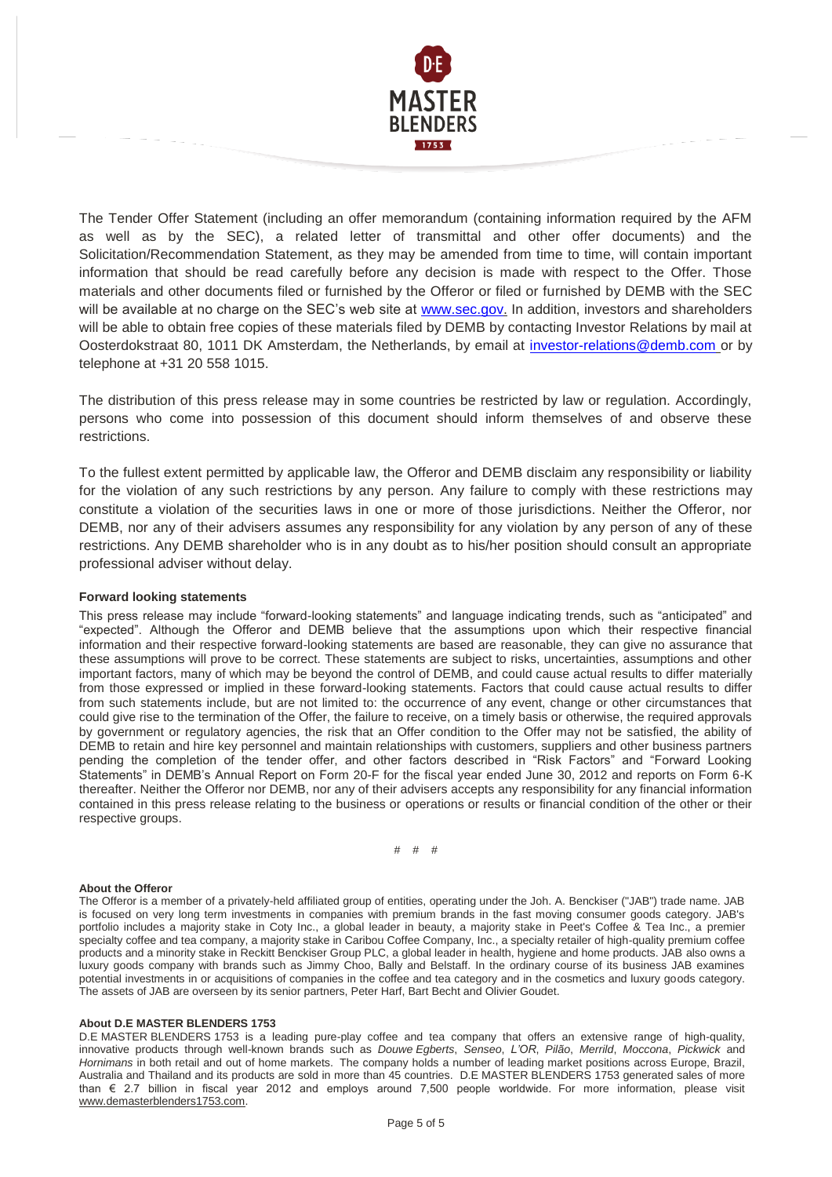The Tender Offer Statement (including an offer memorandum (containing information required by the AFM as well as by the SEC), a related letter of transmittal and other offer documents) and the Solicitation/Recommendation Statement, as they may be amended from time to time, will contain important information that should be read carefully before any decision is made with respect to the Offer. Those materials and other documents filed or furnished by the Offeror or filed or furnished by DEMB with the SEC will be available at no charge on the SEC's web site at www.sec.gov. In addition, investors and shareholders will be able to obtain free copies of these materials filed by DEMB by contacting Investor Relations by mail at Oosterdokstraat 80, 1011 DK Amsterdam, the Netherlands, by email at investor-relations@demb.com or by telephone at +31 20 558 1015.

The distribution of this press release may in some countries be restricted by law or regulation. Accordingly, persons who come into possession of this document should inform themselves of and observe these restrictions.

To the fullest extent permitted by applicable law, the Offeror and DEMB disclaim any responsibility or liability for the violation of any such restrictions by any person. Any failure to comply with these restrictions may constitute a violation of the securities laws in one or more of those jurisdictions. Neither the Offeror, nor DEMB, nor any of their advisers assumes any responsibility for any violation by any person of any of these restrictions. Any DEMB shareholder who is in any doubt as to his/her position should consult an appropriate professional adviser without delay.

**Forward looking statements**

This press release may include "forward-looking statements" and language indicating trends, such as "anticipated" and "expected". Although the Offeror and DEMB believe that the assumptions upon which their respective financial information and their respective forward-looking statements are based are reasonable, they can give no assurance that these assumptions will prove to be correct. These statements are subject to risks, uncertainties, assumptions and other important factors, many of which may be beyond the control of DEMB, and could cause actual results to differ materially from those expressed or implied in these forward-looking statements. Factors that could cause actual results to differ from such statements include, but are not limited to: the occurrence of any event, change or other circumstances that could give rise to the termination of the Offer, the failure to receive, on a timely basis or otherwise, the required approvals by government or regulatory agencies, the risk that an Offer condition to the Offer may not be satisfied, the ability of DEMB to retain and hire key personnel and maintain relationships with customers, suppliers and other business partners pending the completion of the tender offer, and other factors described in "Risk Factors" and "Forward Looking Statements" in DEMB's Annual Report on Form 20-F for the fiscal year ended June 30, 2012 and reports on Form 6-K thereafter. Neither the Offeror nor DEMB, nor any of their advisers accepts any responsibility for any financial information contained in this press release relating to the business or operations or results or financial condition of the other or their respective groups.

# # #

**About the Offeror**

The Offeror is a member of a privately-held affiliated group of entities, operating under the Joh. A. Benckiser ("JAB") trade name. JAB is focused on very long term investments in companies with premium brands in the fast moving consumer goods category. JAB's portfolio includes a majority stake in Coty Inc., a global leader in beauty, a majority stake in Peet's Coffee & Tea Inc., a premier specialty coffee and tea company, a majority stake in Caribou Coffee Company, Inc., a specialty retailer of high-quality premium coffee products and a minority stake in Reckitt Benckiser Group PLC, a global leader in health, hygiene and home products. JAB also owns a luxury goods company with brands such as Jimmy Choo, Bally and Belstaff. In the ordinary course of its business JAB examines potential investments in or acquisitions of companies in the coffee and tea category and in the cosmetics and luxury goods category. The assets of JAB are overseen by its senior partners, Peter Harf, Bart Becht and Olivier Goudet.

**About D.E MASTER BLENDERS 1753**

D.E MASTER BLENDERS 1753 is a leading pure-play coffee and tea company that offers an extensive range of high-quality, innovative products through well-known brands such as *Douwe Egberts*, *Senseo*, *L'OR*, *Pilão*, *Merrild*, *Moccona*, *Pickwick* and *Hornimans* in both retail and out of home markets. The company holds a number of leading market positions across Europe, Brazil, Australia and Thailand and its products are sold in more than 45 countries. D.E MASTER BLENDERS 1753 generated sales of more than € 2.7 billion in fiscal year 2012 and employs around 7,500 people worldwide. For more information, please visit www.demasterblenders1753.com.